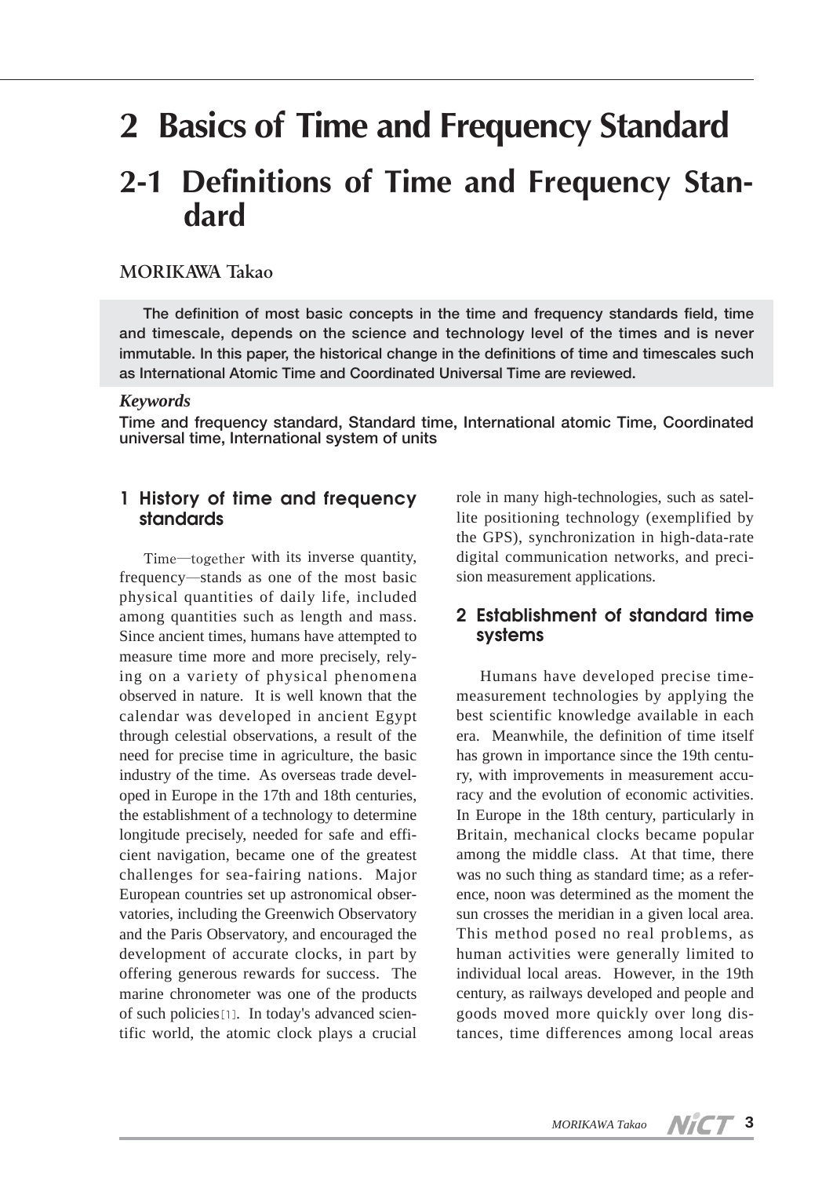# 2 Basics of Time and Frequency Standard

## 2-1 Definitions of Time and Frequency Standard

MORIKAWA Takao

**The definition of most basic concepts in the time and frequency standards field, time and timescale, depends on the science and technology level of the times and is never immutable. In this paper, the historical change in the definitions of time and timescales such as International Atomic Time and Coordinated Universal Time are reviewed.**

***Keywords***

**Time and frequency standard, Standard time, International atomic Time, Coordinated universal time, International system of units**

### 1 History of time and frequency standards

Time—together with its inverse quantity, frequency—stands as one of the most basic physical quantities of daily life, included among quantities such as length and mass. Since ancient times, humans have attempted to measure time more and more precisely, relying on a variety of physical phenomena observed in nature. It is well known that the calendar was developed in ancient Egypt through celestial observations, a result of the need for precise time in agriculture, the basic industry of the time. As overseas trade developed in Europe in the 17th and 18th centuries, the establishment of a technology to determine longitude precisely, needed for safe and efficient navigation, became one of the greatest challenges for sea-fairing nations. Major European countries set up astronomical observatories, including the Greenwich Observatory and the Paris Observatory, and encouraged the development of accurate clocks, in part by offering generous rewards for success. The marine chronometer was one of the products of such policies[1]. In today's advanced scientific world, the atomic clock plays a crucial role in many high-technologies, such as satellite positioning technology (exemplified by the GPS), synchronization in high-data-rate digital communication networks, and precision measurement applications.

### 2 Establishment of standard time systems

Humans have developed precise time-measurement technologies by applying the best scientific knowledge available in each era. Meanwhile, the definition of time itself has grown in importance since the 19th century, with improvements in measurement accuracy and the evolution of economic activities. In Europe in the 18th century, particularly in Britain, mechanical clocks became popular among the middle class. At that time, there was no such thing as standard time; as a reference, noon was determined as the moment the sun crosses the meridian in a given local area. This method posed no real problems, as human activities were generally limited to individual local areas. However, in the 19th century, as railways developed and people and goods moved more quickly over long distances, time differences among local areas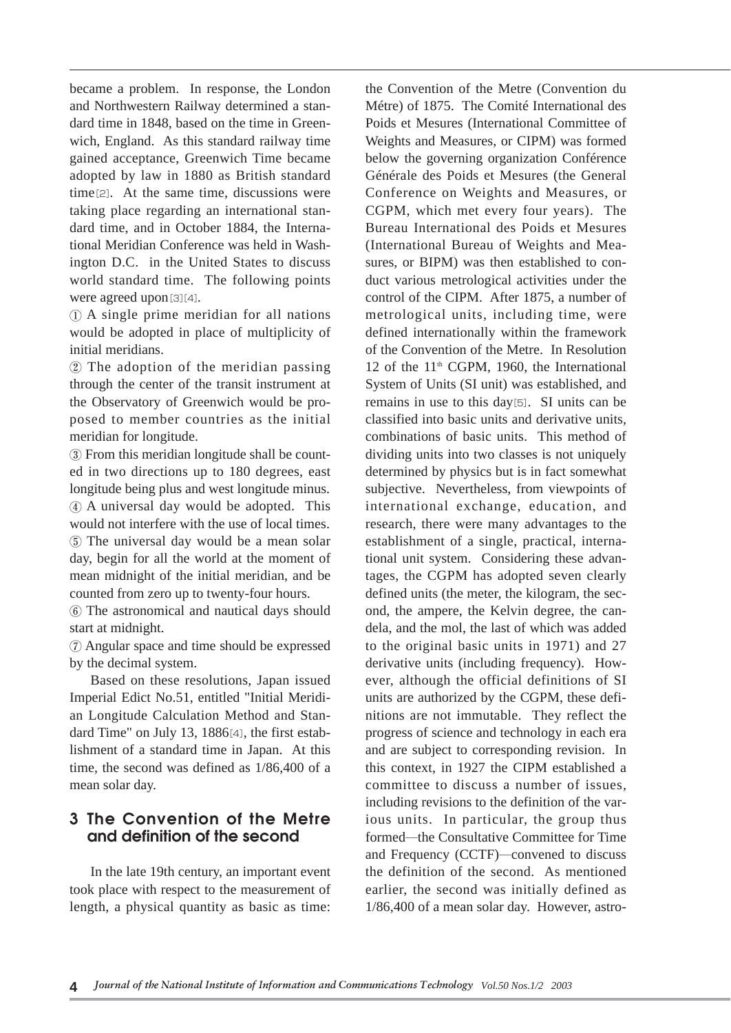became a problem. In response, the London and Northwestern Railway determined a standard time in 1848, based on the time in Greenwich, England. As this standard railway time gained acceptance, Greenwich Time became adopted by law in 1880 as British standard time[2]. At the same time, discussions were taking place regarding an international standard time, and in October 1884, the International Meridian Conference was held in Washington D.C. in the United States to discuss world standard time. The following points were agreed upon[3][4].

① A single prime meridian for all nations would be adopted in place of multiplicity of initial meridians.

② The adoption of the meridian passing through the center of the transit instrument at the Observatory of Greenwich would be proposed to member countries as the initial meridian for longitude.

③ From this meridian longitude shall be counted in two directions up to 180 degrees, east longitude being plus and west longitude minus.

④ A universal day would be adopted. This would not interfere with the use of local times.

⑤ The universal day would be a mean solar day, begin for all the world at the moment of mean midnight of the initial meridian, and be counted from zero up to twenty-four hours.

⑥ The astronomical and nautical days should start at midnight.

⑦ Angular space and time should be expressed by the decimal system.

Based on these resolutions, Japan issued Imperial Edict No.51, entitled "Initial Meridian Longitude Calculation Method and Standard Time" on July 13, 1886[4], the first establishment of a standard time in Japan. At this time, the second was defined as 1/86,400 of a mean solar day.

## 3 The Convention of the Metre and definition of the second

In the late 19th century, an important event took place with respect to the measurement of length, a physical quantity as basic as time: the Convention of the Metre (Convention du Métre) of 1875. The Comité International des Poids et Mesures (International Committee of Weights and Measures, or CIPM) was formed below the governing organization Conférence Générale des Poids et Mesures (the General Conference on Weights and Measures, or CGPM, which met every four years). The Bureau International des Poids et Mesures (International Bureau of Weights and Measures, or BIPM) was then established to conduct various metrological activities under the control of the CIPM. After 1875, a number of metrological units, including time, were defined internationally within the framework of the Convention of the Metre. In Resolution 12 of the 11th CGPM, 1960, the International System of Units (SI unit) was established, and remains in use to this day[5]. SI units can be classified into basic units and derivative units, combinations of basic units. This method of dividing units into two classes is not uniquely determined by physics but is in fact somewhat subjective. Nevertheless, from viewpoints of international exchange, education, and research, there were many advantages to the establishment of a single, practical, international unit system. Considering these advantages, the CGPM has adopted seven clearly defined units (the meter, the kilogram, the second, the ampere, the Kelvin degree, the candela, and the mol, the last of which was added to the original basic units in 1971) and 27 derivative units (including frequency). However, although the official definitions of SI units are authorized by the CGPM, these definitions are not immutable. They reflect the progress of science and technology in each era and are subject to corresponding revision. In this context, in 1927 the CIPM established a committee to discuss a number of issues, including revisions to the definition of the various units. In particular, the group thus formed—the Consultative Committee for Time and Frequency (CCTF)—convened to discuss the definition of the second. As mentioned earlier, the second was initially defined as 1/86,400 of a mean solar day. However, astro-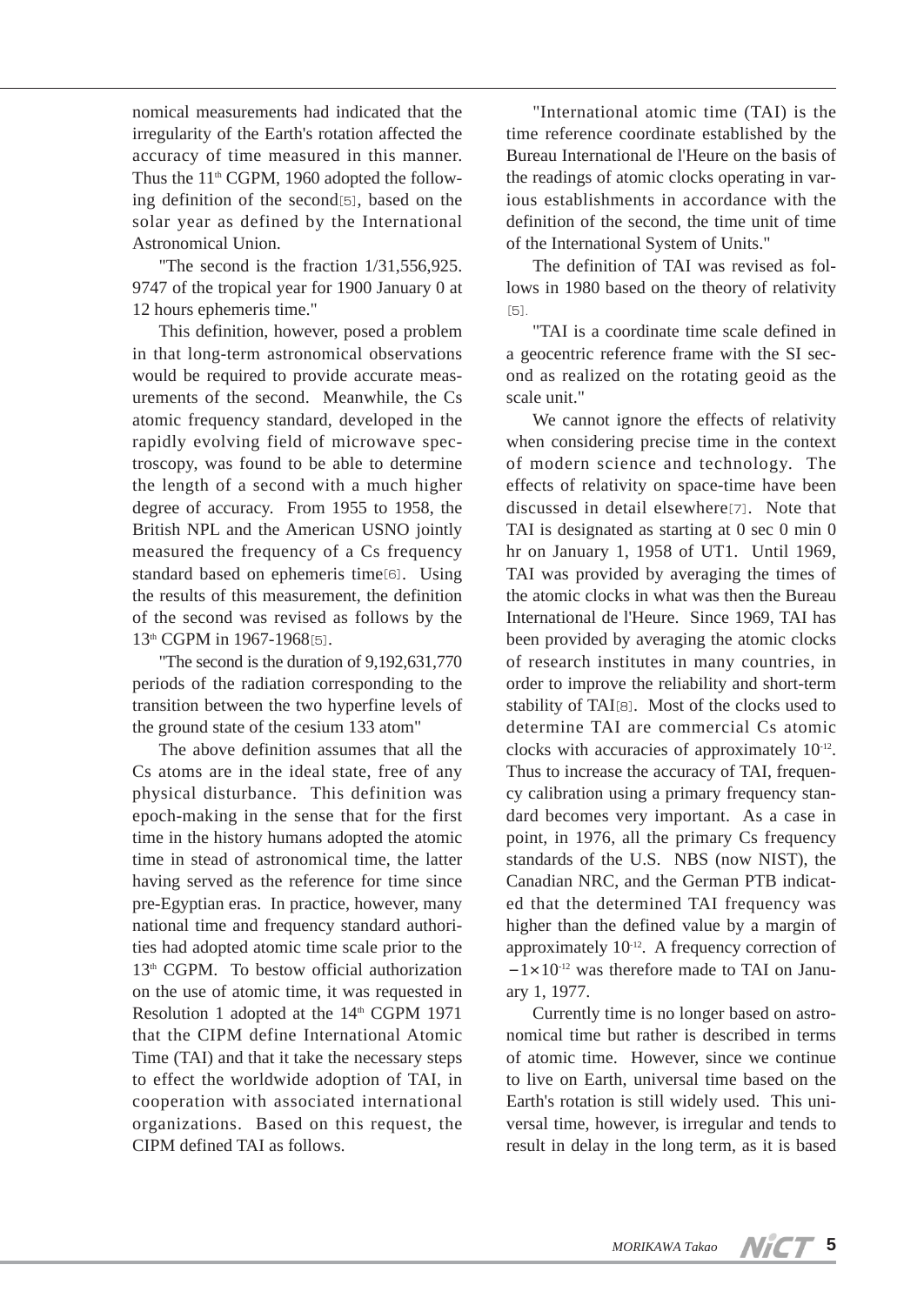nomical measurements had indicated that the irregularity of the Earth's rotation affected the accuracy of time measured in this manner. Thus the 11th CGPM, 1960 adopted the following definition of the second[5], based on the solar year as defined by the International Astronomical Union.

"The second is the fraction 1/31,556,925. 9747 of the tropical year for 1900 January 0 at 12 hours ephemeris time."

This definition, however, posed a problem in that long-term astronomical observations would be required to provide accurate measurements of the second. Meanwhile, the Cs atomic frequency standard, developed in the rapidly evolving field of microwave spectroscopy, was found to be able to determine the length of a second with a much higher degree of accuracy. From 1955 to 1958, the British NPL and the American USNO jointly measured the frequency of a Cs frequency standard based on ephemeris time[6]. Using the results of this measurement, the definition of the second was revised as follows by the 13th CGPM in 1967-1968[5].

"The second is the duration of 9,192,631,770 periods of the radiation corresponding to the transition between the two hyperfine levels of the ground state of the cesium 133 atom"

The above definition assumes that all the Cs atoms are in the ideal state, free of any physical disturbance. This definition was epoch-making in the sense that for the first time in the history humans adopted the atomic time in stead of astronomical time, the latter having served as the reference for time since pre-Egyptian eras. In practice, however, many national time and frequency standard authorities had adopted atomic time scale prior to the 13th CGPM. To bestow official authorization on the use of atomic time, it was requested in Resolution 1 adopted at the 14th CGPM 1971 that the CIPM define International Atomic Time (TAI) and that it take the necessary steps to effect the worldwide adoption of TAI, in cooperation with associated international organizations. Based on this request, the CIPM defined TAI as follows.

"International atomic time (TAI) is the time reference coordinate established by the Bureau International de l'Heure on the basis of the readings of atomic clocks operating in various establishments in accordance with the definition of the second, the time unit of time of the International System of Units."

The definition of TAI was revised as follows in 1980 based on the theory of relativity [5].

"TAI is a coordinate time scale defined in a geocentric reference frame with the SI second as realized on the rotating geoid as the scale unit."

We cannot ignore the effects of relativity when considering precise time in the context of modern science and technology. The effects of relativity on space-time have been discussed in detail elsewhere[7]. Note that TAI is designated as starting at 0 sec 0 min 0 hr on January 1, 1958 of UT1. Until 1969, TAI was provided by averaging the times of the atomic clocks in what was then the Bureau International de l'Heure. Since 1969, TAI has been provided by averaging the atomic clocks of research institutes in many countries, in order to improve the reliability and short-term stability of TAI[8]. Most of the clocks used to determine TAI are commercial Cs atomic clocks with accuracies of approximately $10^{-12}$. Thus to increase the accuracy of TAI, frequency calibration using a primary frequency standard becomes very important. As a case in point, in 1976, all the primary Cs frequency standards of the U.S. NBS (now NIST), the Canadian NRC, and the German PTB indicated that the determined TAI frequency was higher than the defined value by a margin of approximately $10^{-12}$. A frequency correction of $-1\times10^{-12}$ was therefore made to TAI on January 1, 1977.

Currently time is no longer based on astronomical time but rather is described in terms of atomic time. However, since we continue to live on Earth, universal time based on the Earth's rotation is still widely used. This universal time, however, is irregular and tends to result in delay in the long term, as it is based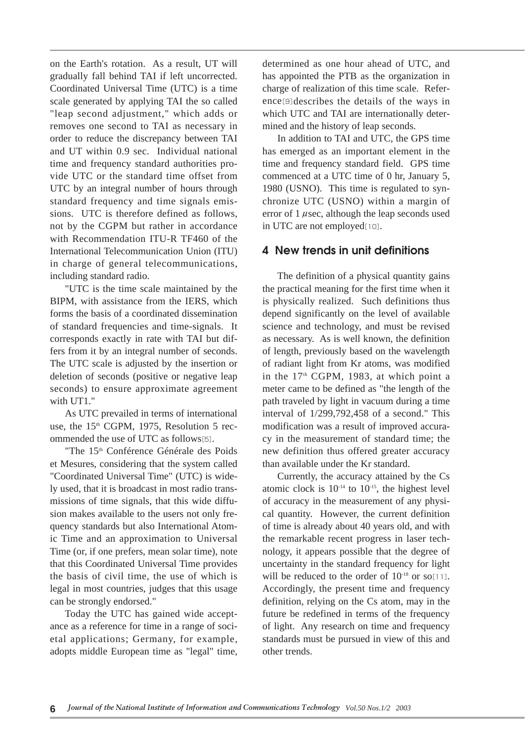on the Earth's rotation. As a result, UT will gradually fall behind TAI if left uncorrected. Coordinated Universal Time (UTC) is a time scale generated by applying TAI the so called "leap second adjustment," which adds or removes one second to TAI as necessary in order to reduce the discrepancy between TAI and UT within 0.9 sec. Individual national time and frequency standard authorities provide UTC or the standard time offset from UTC by an integral number of hours through standard frequency and time signals emissions. UTC is therefore defined as follows, not by the CGPM but rather in accordance with Recommendation ITU-R TF460 of the International Telecommunication Union (ITU) in charge of general telecommunications, including standard radio.

"UTC is the time scale maintained by the BIPM, with assistance from the IERS, which forms the basis of a coordinated dissemination of standard frequencies and time-signals. It corresponds exactly in rate with TAI but differs from it by an integral number of seconds. The UTC scale is adjusted by the insertion or deletion of seconds (positive or negative leap seconds) to ensure approximate agreement with UT1."

As UTC prevailed in terms of international use, the 15th CGPM, 1975, Resolution 5 recommended the use of UTC as follows[5].

"The 15th Conférence Générale des Poids et Mesures, considering that the system called "Coordinated Universal Time" (UTC) is widely used, that it is broadcast in most radio transmissions of time signals, that this wide diffusion makes available to the users not only frequency standards but also International Atomic Time and an approximation to Universal Time (or, if one prefers, mean solar time), note that this Coordinated Universal Time provides the basis of civil time, the use of which is legal in most countries, judges that this usage can be strongly endorsed."

Today the UTC has gained wide acceptance as a reference for time in a range of societal applications; Germany, for example, adopts middle European time as "legal" time, determined as one hour ahead of UTC, and has appointed the PTB as the organization in charge of realization of this time scale. Reference[9] describes the details of the ways in which UTC and TAI are internationally determined and the history of leap seconds.

In addition to TAI and UTC, the GPS time has emerged as an important element in the time and frequency standard field. GPS time commenced at a UTC time of 0 hr, January 5, 1980 (USNO). This time is regulated to synchronize UTC (USNO) within a margin of error of 1 $\mu$sec, although the leap seconds used in UTC are not employed[10].

## 4 New trends in unit definitions

The definition of a physical quantity gains the practical meaning for the first time when it is physically realized. Such definitions thus depend significantly on the level of available science and technology, and must be revised as necessary. As is well known, the definition of length, previously based on the wavelength of radiant light from Kr atoms, was modified in the 17th CGPM, 1983, at which point a meter came to be defined as "the length of the path traveled by light in vacuum during a time interval of 1/299,792,458 of a second." This modification was a result of improved accuracy in the measurement of standard time; the new definition thus offered greater accuracy than available under the Kr standard.

Currently, the accuracy attained by the Cs atomic clock is $10^{-14}$ to $10^{-15}$, the highest level of accuracy in the measurement of any physical quantity. However, the current definition of time is already about 40 years old, and with the remarkable recent progress in laser technology, it appears possible that the degree of uncertainty in the standard frequency for light will be reduced to the order of $10^{-18}$ or so[11]. Accordingly, the present time and frequency definition, relying on the Cs atom, may in the future be redefined in terms of the frequency of light. Any research on time and frequency standards must be pursued in view of this and other trends.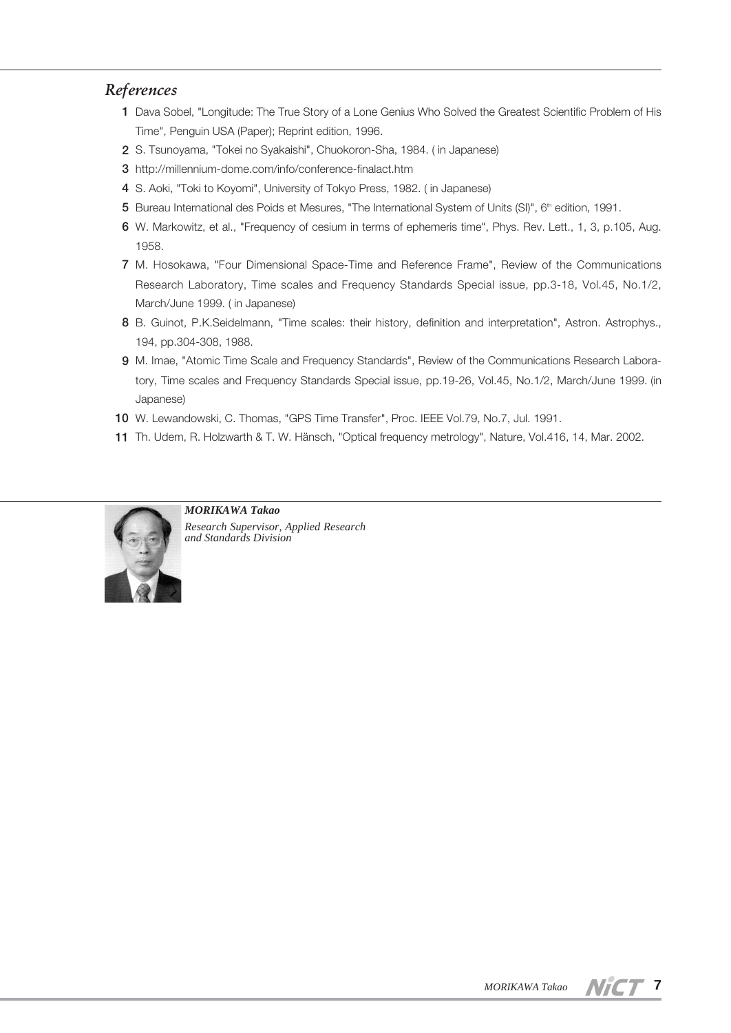## References

1. Dava Sobel, "Longitude: The True Story of a Lone Genius Who Solved the Greatest Scientific Problem of His Time", Penguin USA (Paper); Reprint edition, 1996.
2. S. Tsunoyama, "Tokei no Syakaishi", Chuokoron-Sha, 1984. ( in Japanese)
3. http://millennium-dome.com/info/conference-finalact.htm
4. S. Aoki, "Toki to Koyomi", University of Tokyo Press, 1982. ( in Japanese)
5. Bureau International des Poids et Mesures, "The International System of Units (SI)", 6th edition, 1991.
6. W. Markowitz, et al., "Frequency of cesium in terms of ephemeris time", Phys. Rev. Lett., 1, 3, p.105, Aug. 1958.
7. M. Hosokawa, "Four Dimensional Space-Time and Reference Frame", Review of the Communications Research Laboratory, Time scales and Frequency Standards Special issue, pp.3-18, Vol.45, No.1/2, March/June 1999. ( in Japanese)
8. B. Guinot, P.K.Seidelmann, "Time scales: their history, definition and interpretation", Astron. Astrophys., 194, pp.304-308, 1988.
9. M. Imae, "Atomic Time Scale and Frequency Standards", Review of the Communications Research Laboratory, Time scales and Frequency Standards Special issue, pp.19-26, Vol.45, No.1/2, March/June 1999. (in Japanese)
10. W. Lewandowski, C. Thomas, "GPS Time Transfer", Proc. IEEE Vol.79, No.7, Jul. 1991.
11. Th. Udem, R. Holzwarth & T. W. Hänsch, "Optical frequency metrology", Nature, Vol.416, 14, Mar. 2002.

***MORIKAWA Takao***

*Research Supervisor, Applied Research and Standards Division*